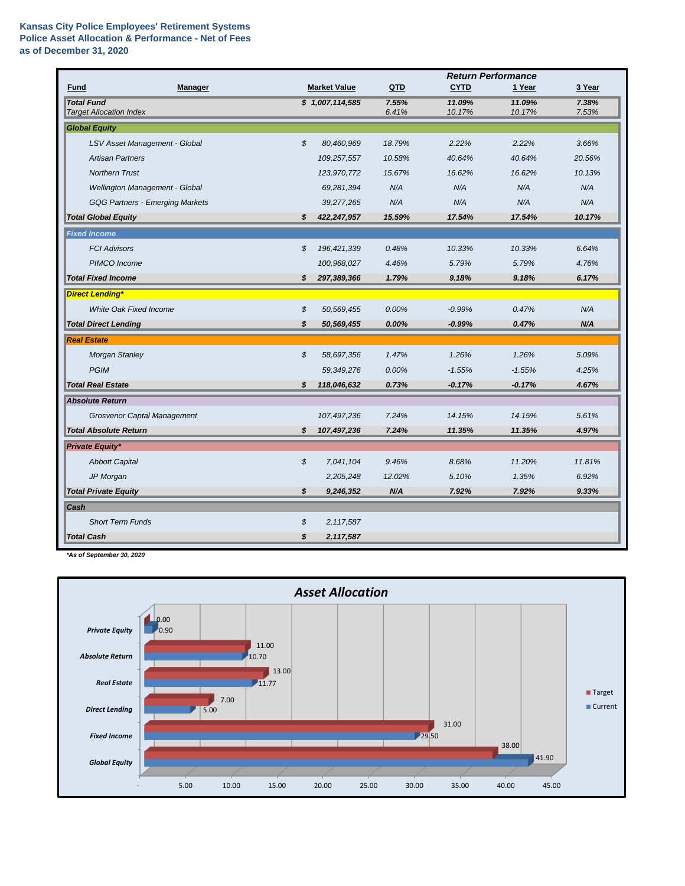**Kansas City Police Employees' Retirement Systems**
**Police Asset Allocation & Performance - Net of Fees**
**as of December 31, 2020**

| Fund | Manager | Market Value | QTD | CYTD | 1 Year | 3 Year |
|---|---|---|---|---|---|---|
| | | | | *Return Performance* | | |
| ***Total Fund*** | | ***$ 1,007,114,585*** | ***7.55%*** | ***11.09%*** | ***11.09%*** | ***7.38%*** |
| *Target Allocation Index* | | | *6.41%* | *10.17%* | *10.17%* | *7.53%* |
| ***Global Equity*** | | | | | | |
| | *LSV Asset Management - Global* | *$ 80,460,969* | *18.79%* | *2.22%* | *2.22%* | *3.66%* |
| | *Artisan Partners* | *109,257,557* | *10.58%* | *40.64%* | *40.64%* | *20.56%* |
| | *Northern Trust* | *123,970,772* | *15.67%* | *16.62%* | *16.62%* | *10.13%* |
| | *Wellington Management - Global* | *69,281,394* | *N/A* | *N/A* | *N/A* | *N/A* |
| | *GQG Partners - Emerging Markets* | *39,277,265* | *N/A* | *N/A* | *N/A* | *N/A* |
| ***Total Global Equity*** | | ***$ 422,247,957*** | ***15.59%*** | ***17.54%*** | ***17.54%*** | ***10.17%*** |
| ***Fixed Income*** | | | | | | |
| | *FCI Advisors* | *$ 196,421,339* | *0.48%* | *10.33%* | *10.33%* | *6.64%* |
| | *PIMCO Income* | *100,968,027* | *4.46%* | *5.79%* | *5.79%* | *4.76%* |
| ***Total Fixed Income*** | | ***$ 297,389,366*** | ***1.79%*** | ***9.18%*** | ***9.18%*** | ***6.17%*** |
| ***Direct Lending**** | | | | | | |
| | *White Oak Fixed Income* | *$ 50,569,455* | *0.00%* | *-0.99%* | *0.47%* | *N/A* |
| ***Total Direct Lending*** | | ***$ 50,569,455*** | ***0.00%*** | ***-0.99%*** | ***0.47%*** | ***N/A*** |
| ***Real Estate*** | | | | | | |
| | *Morgan Stanley* | *$ 58,697,356* | *1.47%* | *1.26%* | *1.26%* | *5.09%* |
| | *PGIM* | *59,349,276* | *0.00%* | *-1.55%* | *-1.55%* | *4.25%* |
| ***Total Real Estate*** | | ***$ 118,046,632*** | ***0.73%*** | ***-0.17%*** | ***-0.17%*** | ***4.67%*** |
| ***Absolute Return*** | | | | | | |
| | *Grosvenor Captal Management* | *107,497,236* | *7.24%* | *14.15%* | *14.15%* | *5.61%* |
| ***Total Absolute Return*** | | ***$ 107,497,236*** | ***7.24%*** | ***11.35%*** | ***11.35%*** | ***4.97%*** |
| ***Private Equity**** | | | | | | |
| | *Abbott Capital* | *$ 7,041,104* | *9.46%* | *8.68%* | *11.20%* | *11.81%* |
| | *JP Morgan* | *2,205,248* | *12.02%* | *5.10%* | *1.35%* | *6.92%* |
| ***Total Private Equity*** | | ***$ 9,246,352*** | ***N/A*** | ***7.92%*** | ***7.92%*** | ***9.33%*** |
| ***Cash*** | | | | | | |
| | *Short Term Funds* | *$ 2,117,587* | | | | |
| ***Total Cash*** | | ***$ 2,117,587*** | | | | |

***As of September 30, 2020**

## *Asset Allocation*

| Asset Class | Target | Current |
|---|---|---|
| Private Equity | 0.00 | 0.90 |
| Absolute Return | 11.00 | 10.70 |
| Real Estate | 13.00 | 11.77 |
| Direct Lending | 7.00 | 5.00 |
| Fixed Income | 31.00 | 29.50 |
| Global Equity | 38.00 | 41.90 |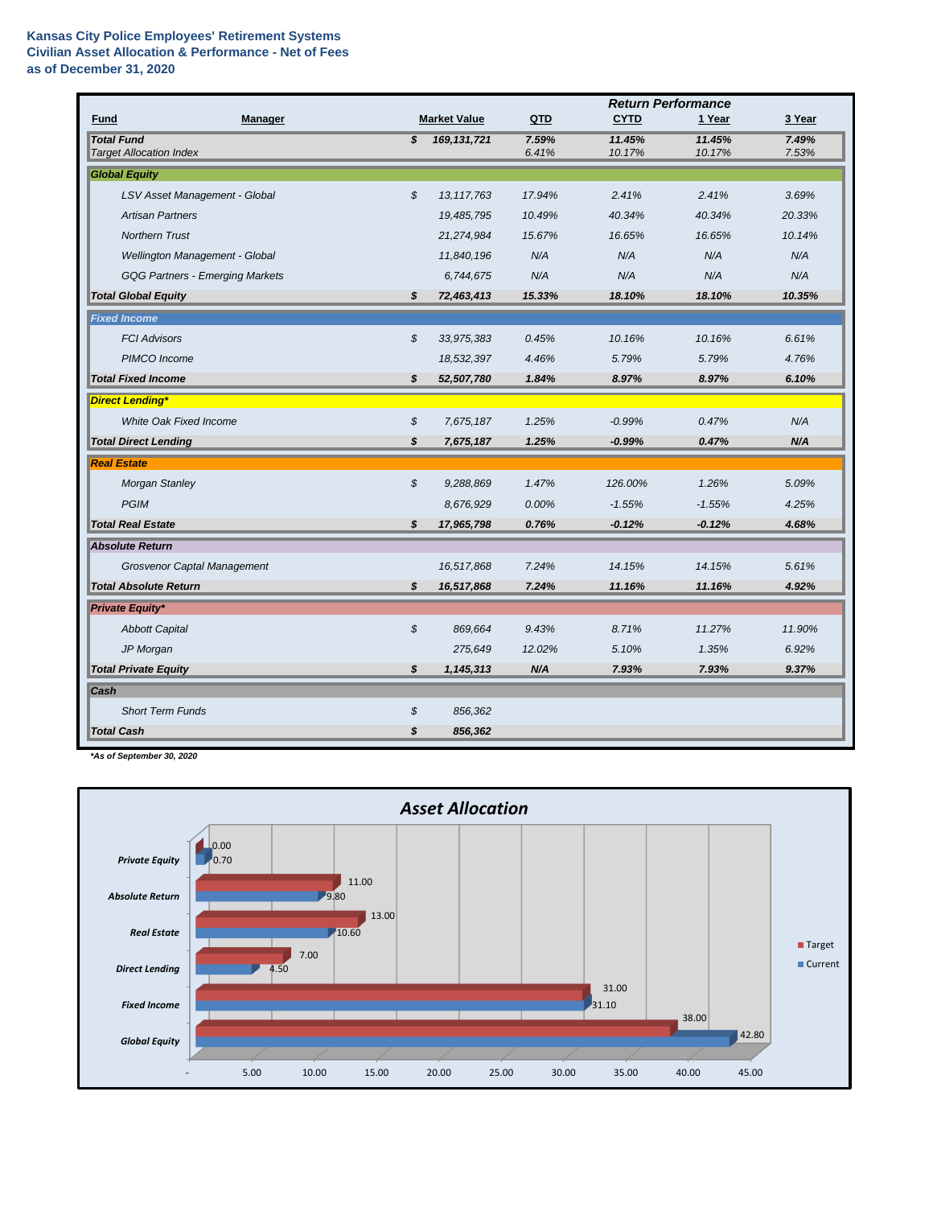**Kansas City Police Employees' Retirement Systems**
**Civilian Asset Allocation & Performance - Net of Fees**
**as of December 31, 2020**

| Fund | Manager | | Market Value | QTD | CYTD | 1 Year | 3 Year |
|---|---|---|---|---|---|---|---|
| | | | | Return Performance | | | |
| **Total Fund** | | **$** | **169,131,721** | **7.59%** | **11.45%** | **11.45%** | **7.49%** |
| *Target Allocation Index* | | | | *6.41%* | *10.17%* | *10.17%* | *7.53%* |
| ***Global Equity*** | | | | | | | |
| *LSV Asset Management - Global* | | $ | 13,117,763 | 17.94% | 2.41% | 2.41% | 3.69% |
| *Artisan Partners* | | | 19,485,795 | 10.49% | 40.34% | 40.34% | 20.33% |
| *Northern Trust* | | | 21,274,984 | 15.67% | 16.65% | 16.65% | 10.14% |
| *Wellington Management - Global* | | | 11,840,196 | N/A | N/A | N/A | N/A |
| *GQG Partners - Emerging Markets* | | | 6,744,675 | N/A | N/A | N/A | N/A |
| ***Total Global Equity*** | | **$** | **72,463,413** | **15.33%** | **18.10%** | **18.10%** | **10.35%** |
| ***Fixed Income*** | | | | | | | |
| *FCI Advisors* | | $ | 33,975,383 | 0.45% | 10.16% | 10.16% | 6.61% |
| *PIMCO Income* | | | 18,532,397 | 4.46% | 5.79% | 5.79% | 4.76% |
| ***Total Fixed Income*** | | **$** | **52,507,780** | **1.84%** | **8.97%** | **8.97%** | **6.10%** |
| ***Direct Lending**** | | | | | | | |
| *White Oak Fixed Income* | | $ | 7,675,187 | 1.25% | -0.99% | 0.47% | N/A |
| ***Total Direct Lending*** | | **$** | **7,675,187** | **1.25%** | **-0.99%** | **0.47%** | **N/A** |
| ***Real Estate*** | | | | | | | |
| *Morgan Stanley* | | $ | 9,288,869 | 1.47% | 126.00% | 1.26% | 5.09% |
| *PGIM* | | | 8,676,929 | 0.00% | -1.55% | -1.55% | 4.25% |
| ***Total Real Estate*** | | **$** | **17,965,798** | **0.76%** | **-0.12%** | **-0.12%** | **4.68%** |
| ***Absolute Return*** | | | | | | | |
| *Grosvenor Captal Management* | | | 16,517,868 | 7.24% | 14.15% | 14.15% | 5.61% |
| ***Total Absolute Return*** | | **$** | **16,517,868** | **7.24%** | **11.16%** | **11.16%** | **4.92%** |
| ***Private Equity**** | | | | | | | |
| *Abbott Capital* | | $ | 869,664 | 9.43% | 8.71% | 11.27% | 11.90% |
| *JP Morgan* | | | 275,649 | 12.02% | 5.10% | 1.35% | 6.92% |
| ***Total Private Equity*** | | **$** | **1,145,313** | **N/A** | **7.93%** | **7.93%** | **9.37%** |
| ***Cash*** | | | | | | | |
| *Short Term Funds* | | $ | 856,362 | | | | |
| ***Total Cash*** | | **$** | **856,362** | | | | |

***As of September 30, 2020**

**Asset Allocation**

Private Equity
0.00
0.70
Absolute Return
11.00
9.80
Real Estate
13.00
10.60
Direct Lending
7.00
4.50
Fixed Income
31.00
31.10
Global Equity
38.00
42.80

- 5.00 10.00 15.00 20.00 25.00 30.00 35.00 40.00 45.00

Target
Current